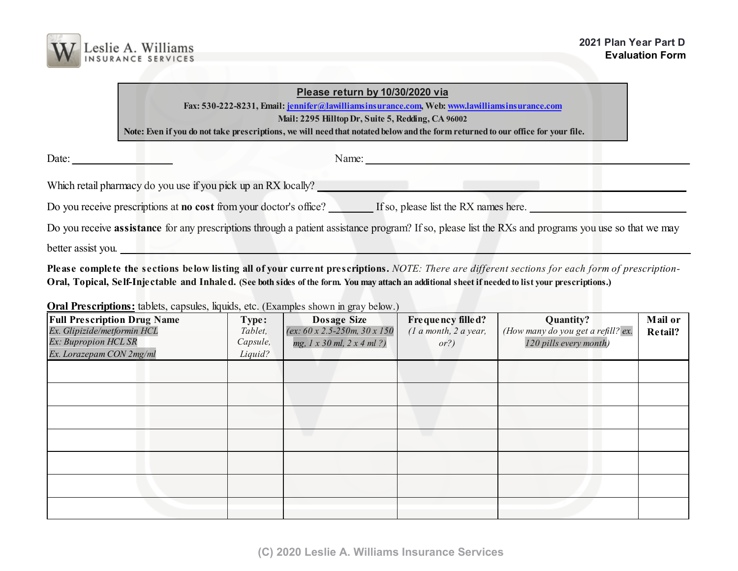Leslie A. Williams INSURANCE SERVICES

**2021 Plan Year Part D Evaluation Form**

**Please return by 10/30/2020 via**

**Fax: 530-222-8231, Email: jennifer@lawilliamsinsurance.com, Web: www.lawilliamsinsurance.com**

**Mail: 2295 Hilltop Dr, Suite 5, Redding, CA 96002**

**Note: Even if you do not take prescriptions, we will need that notated below and the form returned to our office for your file.**

Date: ____________________ Name: ____________________________________________

Which retail pharmacy do you use if you pick up an RX locally? ____________________________________________

Do you receive prescriptions at **no cost** from your doctor's office? ________ If so, please list the RX names here. ______________________

Do you receive **assistance** for any prescriptions through a patient assistance program? If so, please list the RXs and programs you use so that we may better assist you. ____________________________________________

**Please complete the sections below listing all of your current prescriptions.** *NOTE: There are different sections for each form of prescription-* **Oral, Topical, Self-Injectable and Inhaled. (See both sides of the form. You may attach an additional sheet if needed to list your prescriptions.)**

**Oral Prescriptions:** tablets, capsules, liquids, etc. (Examples shown in gray below.)

| **Full Prescription Drug Name**<br>*Ex. Glipizide/metformin HCL*<br>*Ex: Bupropion HCL SR*<br>*Ex. Lorazepam CON 2mg/ml* | **Type:**<br>*Tablet, Capsule, Liquid?* | **Dosage Size**<br>*(ex: 60 x 2.5-250m, 30 x 150 mg, 1 x 30 ml, 2 x 4 ml ?)* | **Frequency filled?**<br>*(1 a month, 2 a year, or?)* | **Quantity?**<br>*(How many do you get a refill? ex. 120 pills every month)* | **Mail or Retail?** |
|---|---|---|---|---|---|
| | | | | | |
| | | | | | |
| | | | | | |
| | | | | | |
| | | | | | |
| | | | | | |
| | | | | | |

(C) 2020 Leslie A. Williams Insurance Services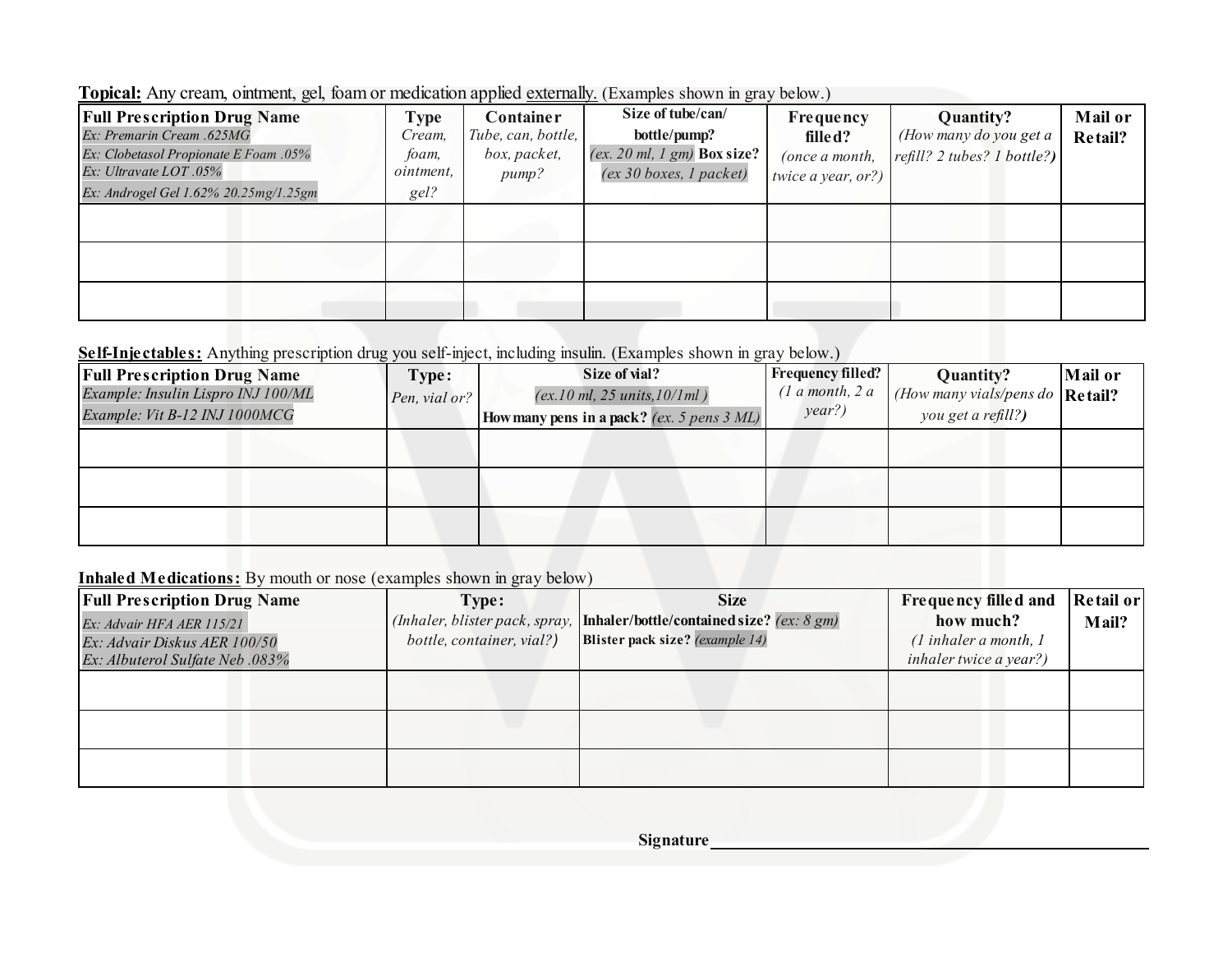**Topical:** Any cream, ointment, gel, foam or medication applied externally. (Examples shown in gray below.)

| **Full Prescription Drug Name**<br>*Ex: Premarin Cream .625MG*<br>*Ex: Clobetasol Propionate E Foam .05%*<br>*Ex: Ultravate LOT .05%*<br>*Ex: Androgel Gel 1.62% 20.25mg/1.25gm* | **Type**<br>*Cream, foam, ointment, gel?* | **Container**<br>*Tube, can, bottle, box, packet, pump?* | **Size of tube/can/ bottle/pump?**<br>*(ex. 20 ml, 1 gm)* **Box size?**<br>*(ex 30 boxes, 1 packet)* | **Frequency filled?**<br>*(once a month, twice a year, or?)* | **Quantity?**<br>*(How many do you get a refill? 2 tubes? 1 bottle?)* | **Mail or Retail?** |
|---|---|---|---|---|---|---|
| | | | | | | |
| | | | | | | |
| | | | | | | |

**Self-Injectables:** Anything prescription drug you self-inject, including insulin. (Examples shown in gray below.)

| **Full Prescription Drug Name**<br>*Example: Insulin Lispro INJ 100/ML*<br>*Example: Vit B-12 INJ 1000MCG* | **Type:**<br>*Pen, vial or?* | **Size of vial?**<br>*(ex.10 ml, 25 units,10/1ml )*<br>**How many pens in a pack?** *(ex. 5 pens 3 ML)* | **Frequency filled?**<br>*(1 a month, 2 a year?)* | **Quantity?**<br>*(How many vials/pens do you get a refill?)* | **Mail or Retail?** |
|---|---|---|---|---|---|
| | | | | | |
| | | | | | |
| | | | | | |

**Inhaled Medications:** By mouth or nose (examples shown in gray below)

| **Full Prescription Drug Name**<br>*Ex: Advair HFA AER 115/21*<br>*Ex: Advair Diskus AER 100/50*<br>*Ex: Albuterol Sulfate Neb .083%* | **Type:**<br>*(Inhaler, blister pack, spray, bottle, container, vial?)* | **Size**<br>**Inhaler/bottle/contained size?** *(ex: 8 gm)*<br>**Blister pack size?** *(example 14)* | **Frequency filled and how much?**<br>*(1 inhaler a month, 1 inhaler twice a year?)* | **Retail or Mail?** |
|---|---|---|---|---|
| | | | | |
| | | | | |
| | | | | |

**Signature** ____________________________________________